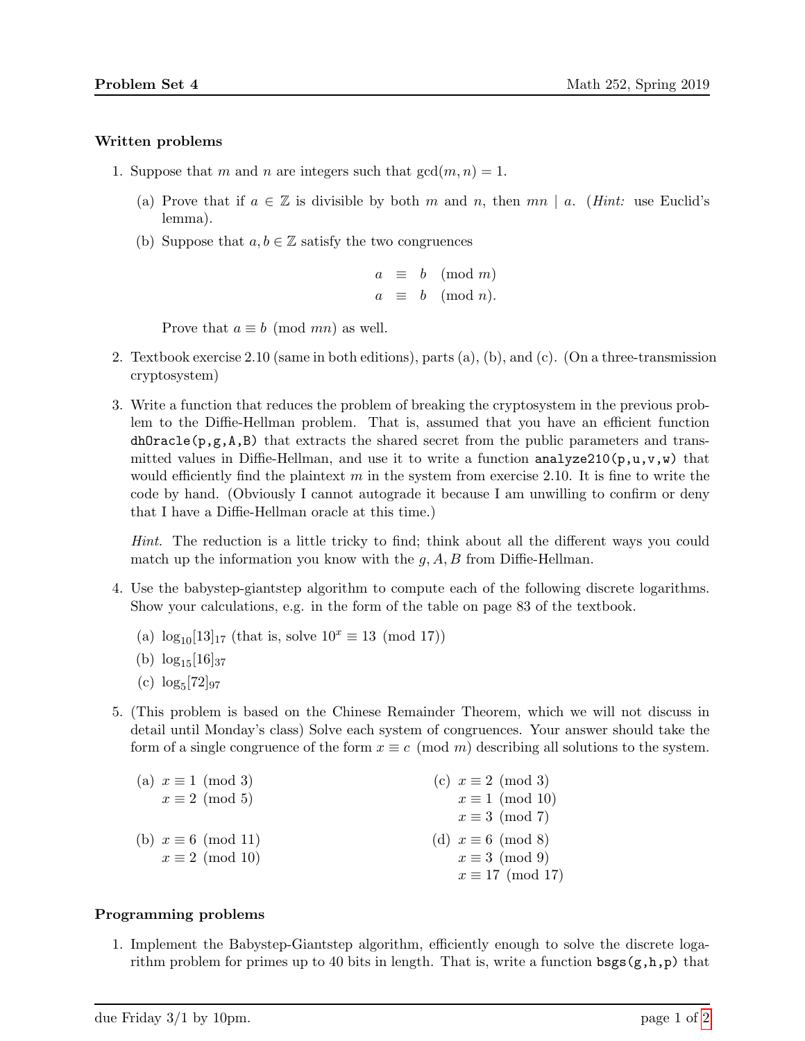## Written problems

1. Suppose that $m$ and $n$ are integers such that $\gcd(m, n) = 1$.

   (a) Prove that if $a \in \mathbb{Z}$ is divisible by both $m$ and $n$, then $mn \mid a$. (*Hint:* use Euclid's lemma).

   (b) Suppose that $a, b \in \mathbb{Z}$ satisfy the two congruences

   $$\begin{aligned} a &\equiv b \pmod{m} \\ a &\equiv b \pmod{n}. \end{aligned}$$

   Prove that $a \equiv b \pmod{mn}$ as well.

2. Textbook exercise 2.10 (same in both editions), parts (a), (b), and (c). (On a three-transmission cryptosystem)

3. Write a function that reduces the problem of breaking the cryptosystem in the previous problem to the Diffie-Hellman problem. That is, assumed that you have an efficient function `dhOracle(p,g,A,B)` that extracts the shared secret from the public parameters and transmitted values in Diffie-Hellman, and use it to write a function `analyze210(p,u,v,w)` that would efficiently find the plaintext $m$ in the system from exercise 2.10. It is fine to write the code by hand. (Obviously I cannot autograde it because I am unwilling to confirm or deny that I have a Diffie-Hellman oracle at this time.)

   *Hint.* The reduction is a little tricky to find; think about all the different ways you could match up the information you know with the $g, A, B$ from Diffie-Hellman.

4. Use the babystep-giantstep algorithm to compute each of the following discrete logarithms. Show your calculations, e.g. in the form of the table on page 83 of the textbook.

   (a) $\log_{10}[13]_{17}$ (that is, solve $10^x \equiv 13 \pmod{17}$)

   (b) $\log_{15}[16]_{37}$

   (c) $\log_5[72]_{97}$

5. (This problem is based on the Chinese Remainder Theorem, which we will not discuss in detail until Monday's class) Solve each system of congruences. Your answer should take the form of a single congruence of the form $x \equiv c \pmod{m}$ describing all solutions to the system.

   (a) $x \equiv 1 \pmod{3}$
   $x \equiv 2 \pmod{5}$

   (b) $x \equiv 6 \pmod{11}$
   $x \equiv 2 \pmod{10}$

   (c) $x \equiv 2 \pmod{3}$
   $x \equiv 1 \pmod{10}$
   $x \equiv 3 \pmod{7}$

   (d) $x \equiv 6 \pmod{8}$
   $x \equiv 3 \pmod{9}$
   $x \equiv 17 \pmod{17}$

## Programming problems

1. Implement the Babystep-Giantstep algorithm, efficiently enough to solve the discrete logarithm problem for primes up to 40 bits in length. That is, write a function `bsgs(g,h,p)` that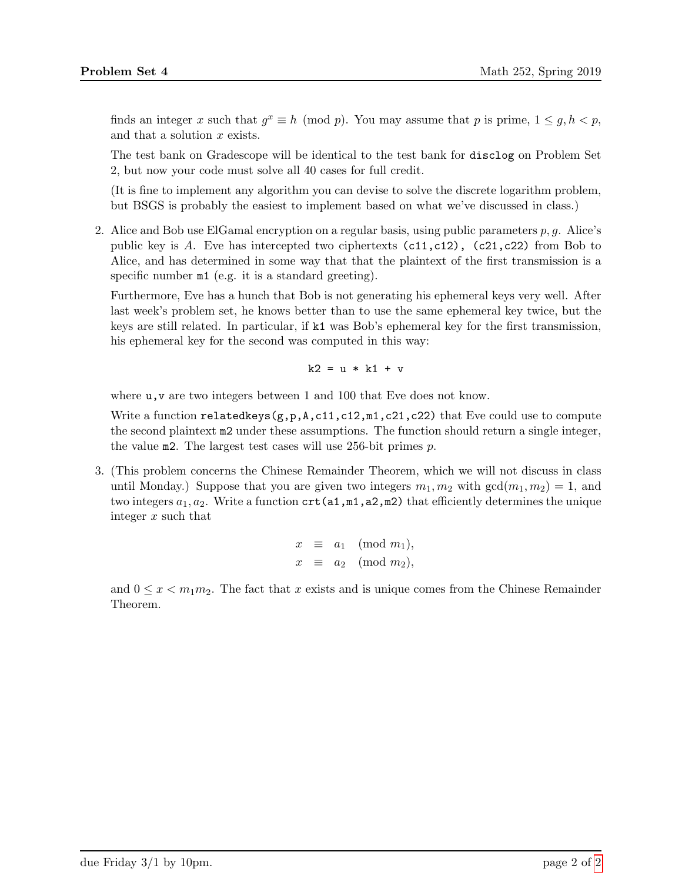finds an integer $x$ such that $g^x \equiv h \pmod{p}$. You may assume that $p$ is prime, $1 \leq g, h < p$, and that a solution $x$ exists.

The test bank on Gradescope will be identical to the test bank for `disclog` on Problem Set 2, but now your code must solve all 40 cases for full credit.

(It is fine to implement any algorithm you can devise to solve the discrete logarithm problem, but BSGS is probably the easiest to implement based on what we've discussed in class.)

2. Alice and Bob use ElGamal encryption on a regular basis, using public parameters $p, g$. Alice's public key is $A$. Eve has intercepted two ciphertexts `(c11,c12), (c21,c22)` from Bob to Alice, and has determined in some way that that the plaintext of the first transmission is a specific number `m1` (e.g. it is a standard greeting).

   Furthermore, Eve has a hunch that Bob is not generating his ephemeral keys very well. After last week's problem set, he knows better than to use the same ephemeral key twice, but the keys are still related. In particular, if `k1` was Bob's ephemeral key for the first transmission, his ephemeral key for the second was computed in this way:

   ```
   k2 = u * k1 + v
   ```

   where `u,v` are two integers between 1 and 100 that Eve does not know.

   Write a function `relatedkeys(g,p,A,c11,c12,m1,c21,c22)` that Eve could use to compute the second plaintext `m2` under these assumptions. The function should return a single integer, the value `m2`. The largest test cases will use 256-bit primes $p$.

3. (This problem concerns the Chinese Remainder Theorem, which we will not discuss in class until Monday.) Suppose that you are given two integers $m_1, m_2$ with $\gcd(m_1, m_2) = 1$, and two integers $a_1, a_2$. Write a function `crt(a1,m1,a2,m2)` that efficiently determines the unique integer $x$ such that

   $$
   \begin{aligned}
   x &\equiv a_1 \pmod{m_1}, \\
   x &\equiv a_2 \pmod{m_2},
   \end{aligned}
   $$

   and $0 \leq x < m_1 m_2$. The fact that $x$ exists and is unique comes from the Chinese Remainder Theorem.

due Friday 3/1 by 10pm.